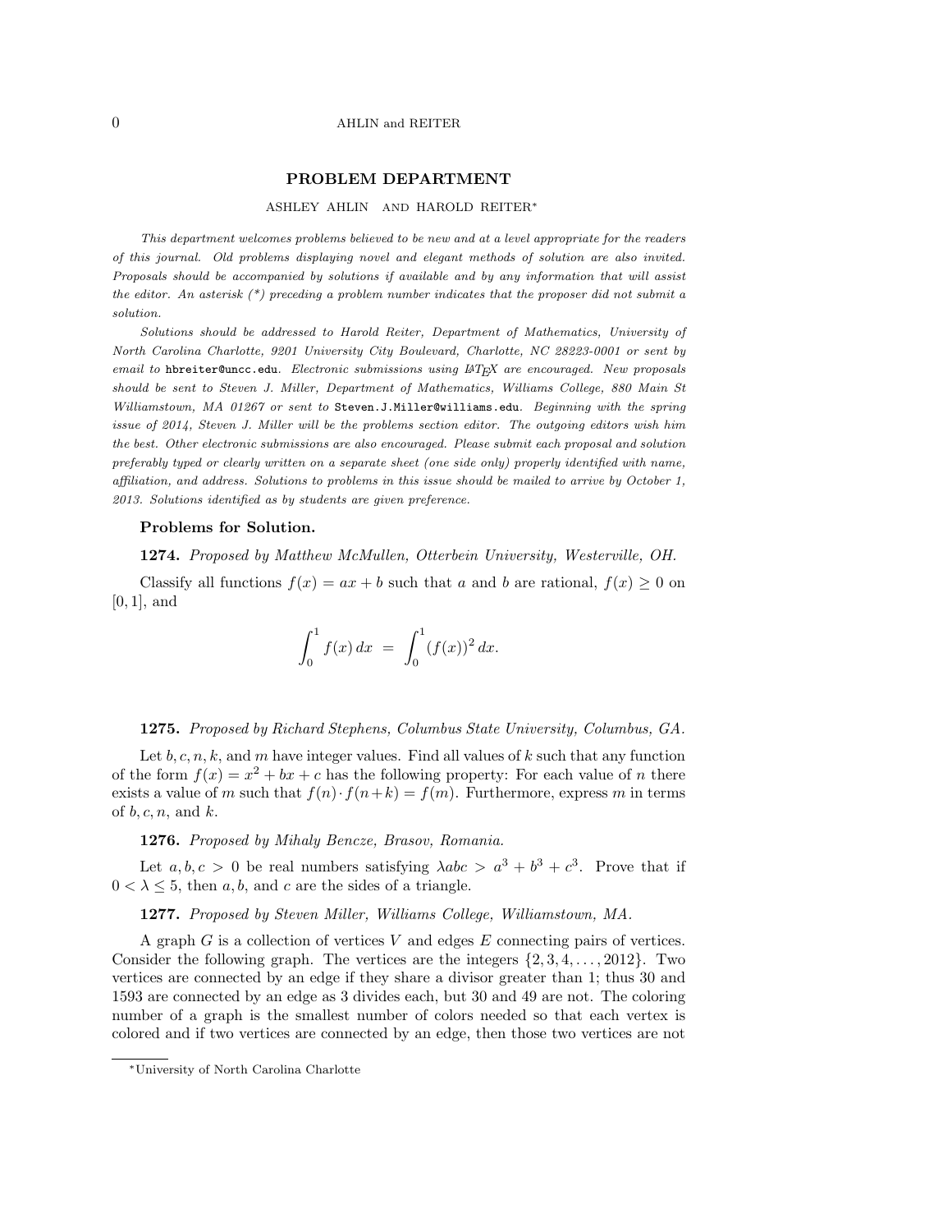## PROBLEM DEPARTMENT

ASHLEY AHLIN AND HAROLD REITER*

*This department welcomes problems believed to be new and at a level appropriate for the readers of this journal. Old problems displaying novel and elegant methods of solution are also invited. Proposals should be accompanied by solutions if available and by any information that will assist the editor. An asterisk (*) preceding a problem number indicates that the proposer did not submit a solution.*

*Solutions should be addressed to Harold Reiter, Department of Mathematics, University of North Carolina Charlotte, 9201 University City Boulevard, Charlotte, NC 28223-0001 or sent by email to* `hbreiter@uncc.edu`*. Electronic submissions using LaTeX are encouraged. New proposals should be sent to Steven J. Miller, Department of Mathematics, Williams College, 880 Main St Williamstown, MA 01267 or sent to* `Steven.J.Miller@williams.edu`*. Beginning with the spring issue of 2014, Steven J. Miller will be the problems section editor. The outgoing editors wish him the best. Other electronic submissions are also encouraged. Please submit each proposal and solution preferably typed or clearly written on a separate sheet (one side only) properly identified with name, affiliation, and address. Solutions to problems in this issue should be mailed to arrive by October 1, 2013. Solutions identified as by students are given preference.*

### Problems for Solution.

**1274.** *Proposed by Matthew McMullen, Otterbein University, Westerville, OH.*

Classify all functions $f(x) = ax + b$ such that $a$ and $b$ are rational, $f(x) \geq 0$ on $[0, 1]$, and

$$\int_0^1 f(x)\,dx \;=\; \int_0^1 (f(x))^2\,dx.$$

**1275.** *Proposed by Richard Stephens, Columbus State University, Columbus, GA.*

Let $b, c, n, k$, and $m$ have integer values. Find all values of $k$ such that any function of the form $f(x) = x^2 + bx + c$ has the following property: For each value of $n$ there exists a value of $m$ such that $f(n) \cdot f(n+k) = f(m)$. Furthermore, express $m$ in terms of $b, c, n$, and $k$.

**1276.** *Proposed by Mihaly Bencze, Brasov, Romania.*

Let $a, b, c > 0$ be real numbers satisfying $\lambda abc > a^3 + b^3 + c^3$. Prove that if $0 < \lambda \leq 5$, then $a, b$, and $c$ are the sides of a triangle.

**1277.** *Proposed by Steven Miller, Williams College, Williamstown, MA.*

A graph $G$ is a collection of vertices $V$ and edges $E$ connecting pairs of vertices. Consider the following graph. The vertices are the integers $\{2, 3, 4, \ldots, 2012\}$. Two vertices are connected by an edge if they share a divisor greater than 1; thus 30 and 1593 are connected by an edge as 3 divides each, but 30 and 49 are not. The coloring number of a graph is the smallest number of colors needed so that each vertex is colored and if two vertices are connected by an edge, then those two vertices are not

*University of North Carolina Charlotte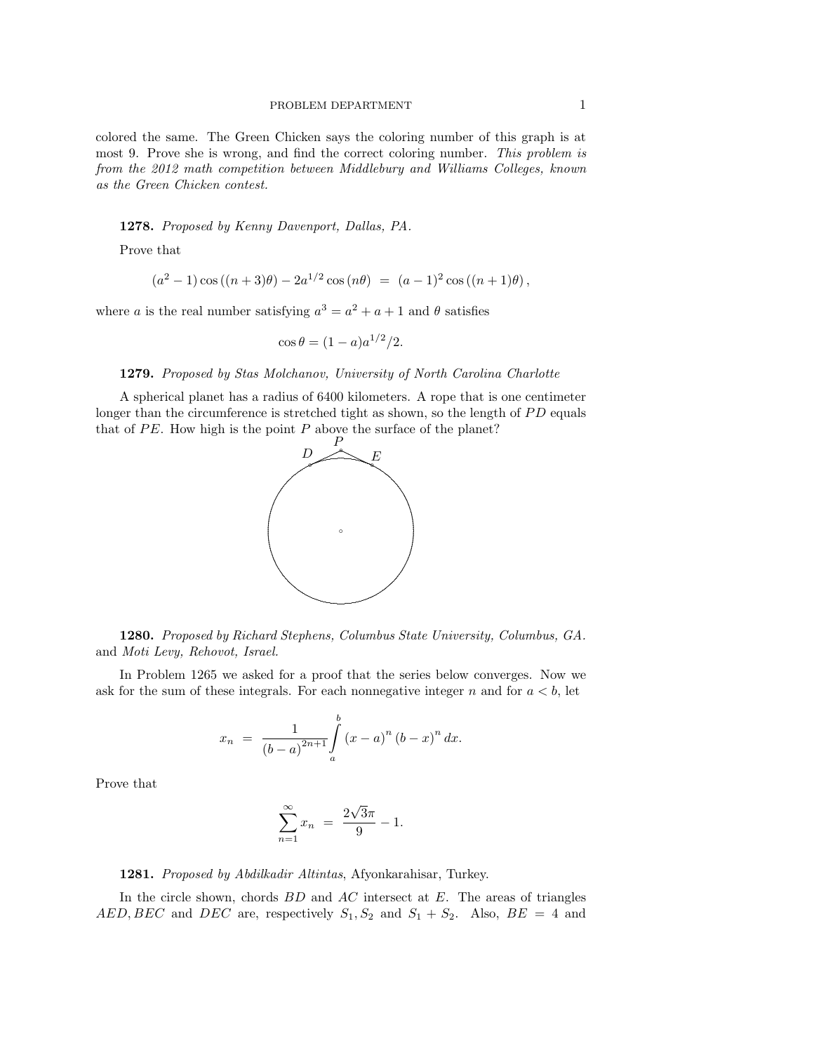colored the same. The Green Chicken says the coloring number of this graph is at most 9. Prove she is wrong, and find the correct coloring number. *This problem is from the 2012 math competition between Middlebury and Williams Colleges, known as the Green Chicken contest.*

**1278.** *Proposed by Kenny Davenport, Dallas, PA.*

Prove that

$$(a^2-1)\cos((n+3)\theta) - 2a^{1/2}\cos(n\theta) \;=\; (a-1)^2\cos((n+1)\theta),$$

where $a$ is the real number satisfying $a^3 = a^2 + a + 1$ and $\theta$ satisfies

$$\cos\theta = (1-a)a^{1/2}/2.$$

**1279.** *Proposed by Stas Molchanov, University of North Carolina Charlotte*

A spherical planet has a radius of 6400 kilometers. A rope that is one centimeter longer than the circumference is stretched tight as shown, so the length of $PD$ equals that of $PE$. How high is the point $P$ above the surface of the planet?

**1280.** *Proposed by Richard Stephens, Columbus State University, Columbus, GA.* and *Moti Levy, Rehovot, Israel.*

In Problem 1265 we asked for a proof that the series below converges. Now we ask for the sum of these integrals. For each nonnegative integer $n$ and for $a < b$, let

$$x_n \;=\; \frac{1}{(b-a)^{2n+1}}\int_a^b (x-a)^n\,(b-x)^n\,dx.$$

Prove that

$$\sum_{n=1}^{\infty} x_n \;=\; \frac{2\sqrt{3}\pi}{9} - 1.$$

**1281.** *Proposed by Abdilkadir Altintas*, Afyonkarahisar, Turkey.

In the circle shown, chords $BD$ and $AC$ intersect at $E$. The areas of triangles $AED, BEC$ and $DEC$ are, respectively $S_1, S_2$ and $S_1 + S_2$. Also, $BE = 4$ and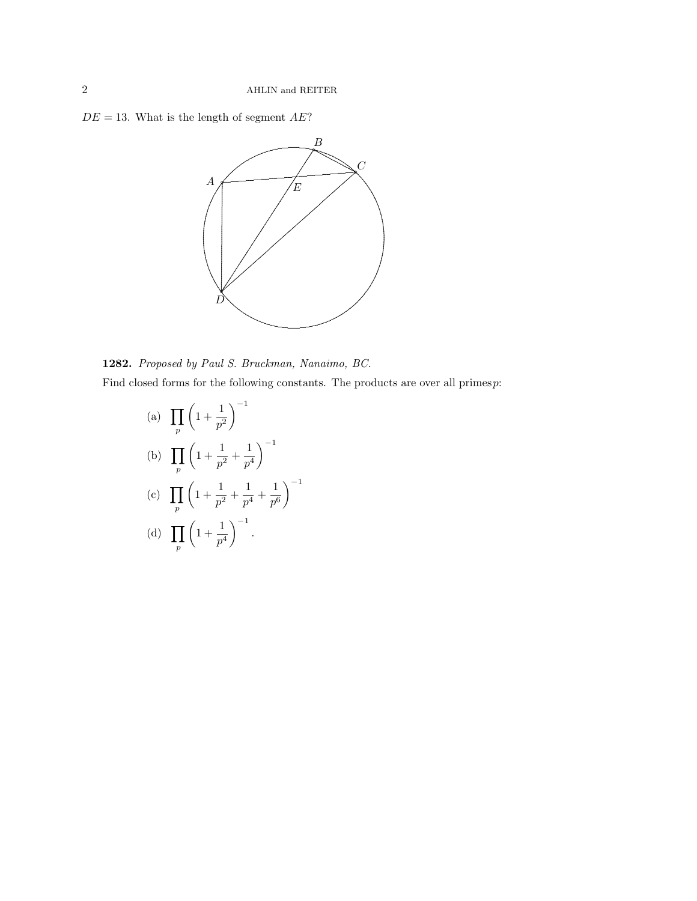$DE = 13$. What is the length of segment $AE$?

B

C

A

E

D

**1282.** *Proposed by Paul S. Bruckman, Nanaimo, BC.*

Find closed forms for the following constants. The products are over all primes $p$:

$$\text{(a)} \quad \prod_{p} \left(1 + \frac{1}{p^2}\right)^{-1}$$

$$\text{(b)} \quad \prod_{p} \left(1 + \frac{1}{p^2} + \frac{1}{p^4}\right)^{-1}$$

$$\text{(c)} \quad \prod_{p} \left(1 + \frac{1}{p^2} + \frac{1}{p^4} + \frac{1}{p^6}\right)^{-1}$$

$$\text{(d)} \quad \prod_{p} \left(1 + \frac{1}{p^4}\right)^{-1}.$$